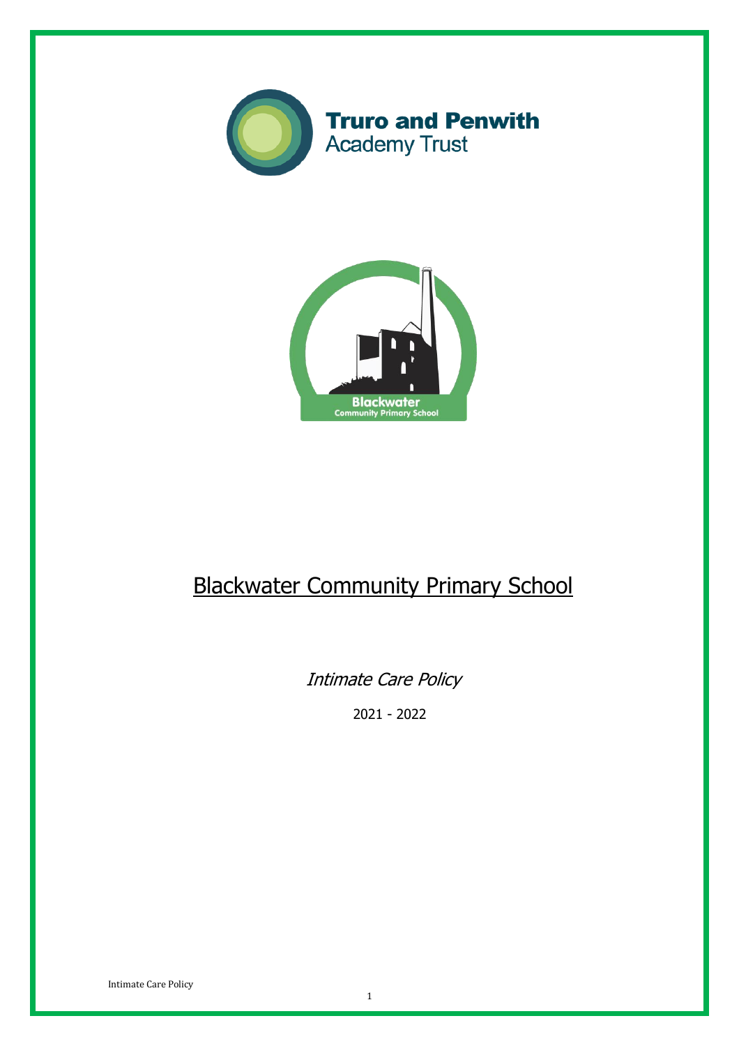Truro and Penwith Academy Trust

Blackwater Community Primary School

# Blackwater Community Primary School

*Intimate Care Policy*

2021 - 2022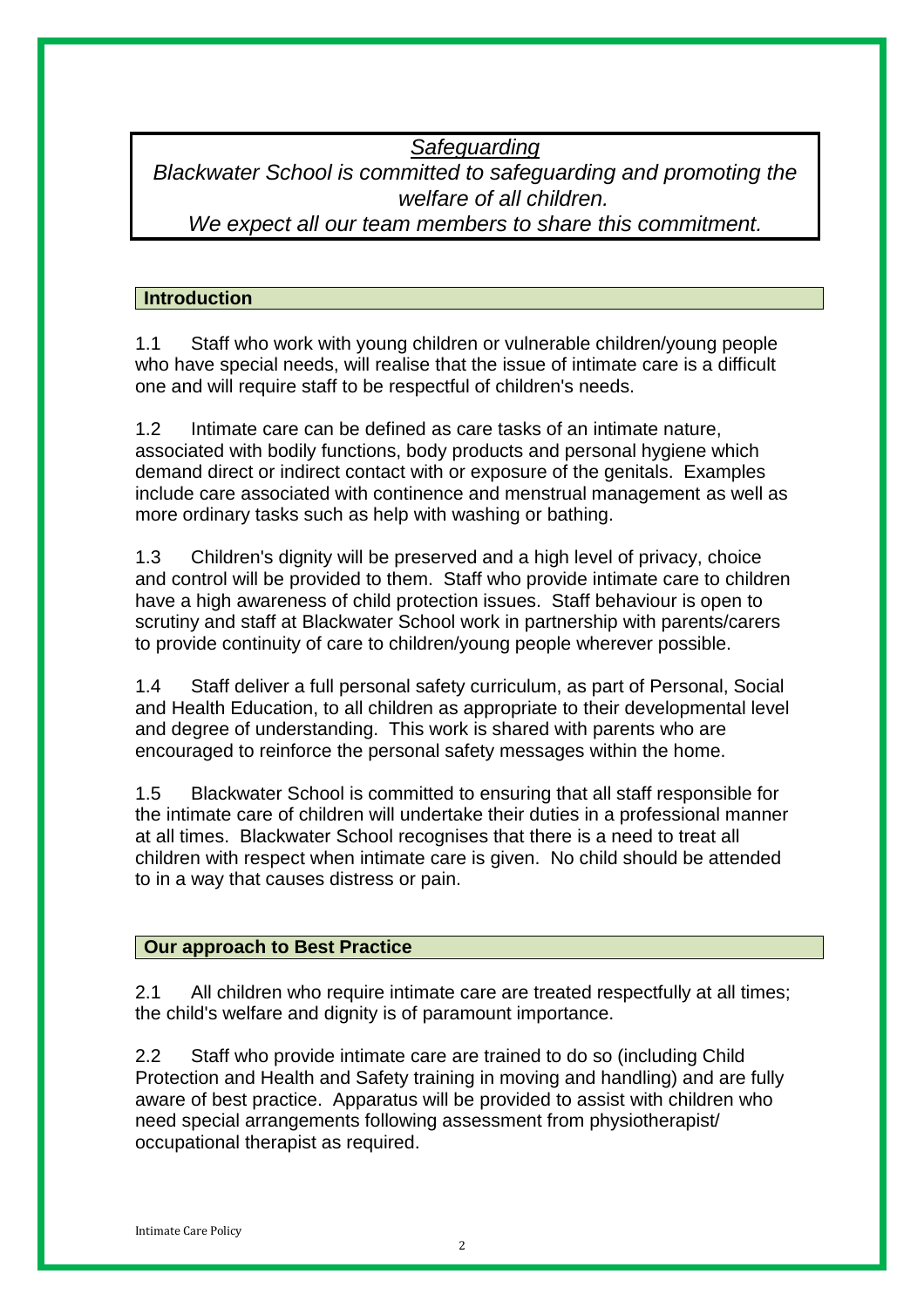*Safeguarding*

*Blackwater School is committed to safeguarding and promoting the welfare of all children.*

*We expect all our team members to share this commitment.*

## Introduction

1.1 Staff who work with young children or vulnerable children/young people who have special needs, will realise that the issue of intimate care is a difficult one and will require staff to be respectful of children's needs.

1.2 Intimate care can be defined as care tasks of an intimate nature, associated with bodily functions, body products and personal hygiene which demand direct or indirect contact with or exposure of the genitals. Examples include care associated with continence and menstrual management as well as more ordinary tasks such as help with washing or bathing.

1.3 Children's dignity will be preserved and a high level of privacy, choice and control will be provided to them. Staff who provide intimate care to children have a high awareness of child protection issues. Staff behaviour is open to scrutiny and staff at Blackwater School work in partnership with parents/carers to provide continuity of care to children/young people wherever possible.

1.4 Staff deliver a full personal safety curriculum, as part of Personal, Social and Health Education, to all children as appropriate to their developmental level and degree of understanding. This work is shared with parents who are encouraged to reinforce the personal safety messages within the home.

1.5 Blackwater School is committed to ensuring that all staff responsible for the intimate care of children will undertake their duties in a professional manner at all times. Blackwater School recognises that there is a need to treat all children with respect when intimate care is given. No child should be attended to in a way that causes distress or pain.

## Our approach to Best Practice

2.1 All children who require intimate care are treated respectfully at all times; the child's welfare and dignity is of paramount importance.

2.2 Staff who provide intimate care are trained to do so (including Child Protection and Health and Safety training in moving and handling) and are fully aware of best practice. Apparatus will be provided to assist with children who need special arrangements following assessment from physiotherapist/ occupational therapist as required.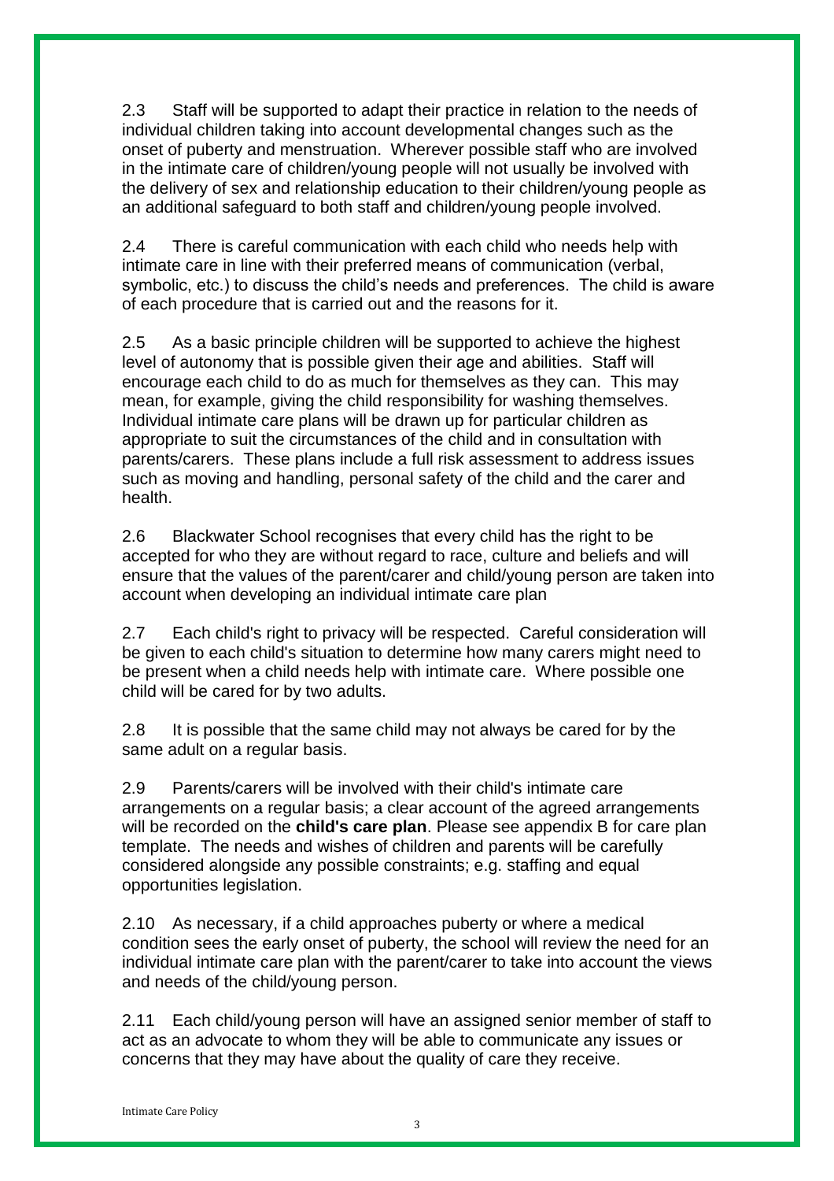2.3 Staff will be supported to adapt their practice in relation to the needs of individual children taking into account developmental changes such as the onset of puberty and menstruation. Wherever possible staff who are involved in the intimate care of children/young people will not usually be involved with the delivery of sex and relationship education to their children/young people as an additional safeguard to both staff and children/young people involved.

2.4 There is careful communication with each child who needs help with intimate care in line with their preferred means of communication (verbal, symbolic, etc.) to discuss the child's needs and preferences. The child is aware of each procedure that is carried out and the reasons for it.

2.5 As a basic principle children will be supported to achieve the highest level of autonomy that is possible given their age and abilities. Staff will encourage each child to do as much for themselves as they can. This may mean, for example, giving the child responsibility for washing themselves. Individual intimate care plans will be drawn up for particular children as appropriate to suit the circumstances of the child and in consultation with parents/carers. These plans include a full risk assessment to address issues such as moving and handling, personal safety of the child and the carer and health.

2.6 Blackwater School recognises that every child has the right to be accepted for who they are without regard to race, culture and beliefs and will ensure that the values of the parent/carer and child/young person are taken into account when developing an individual intimate care plan

2.7 Each child's right to privacy will be respected. Careful consideration will be given to each child's situation to determine how many carers might need to be present when a child needs help with intimate care. Where possible one child will be cared for by two adults.

2.8 It is possible that the same child may not always be cared for by the same adult on a regular basis.

2.9 Parents/carers will be involved with their child's intimate care arrangements on a regular basis; a clear account of the agreed arrangements will be recorded on the **child's care plan**. Please see appendix B for care plan template. The needs and wishes of children and parents will be carefully considered alongside any possible constraints; e.g. staffing and equal opportunities legislation.

2.10 As necessary, if a child approaches puberty or where a medical condition sees the early onset of puberty, the school will review the need for an individual intimate care plan with the parent/carer to take into account the views and needs of the child/young person.

2.11 Each child/young person will have an assigned senior member of staff to act as an advocate to whom they will be able to communicate any issues or concerns that they may have about the quality of care they receive.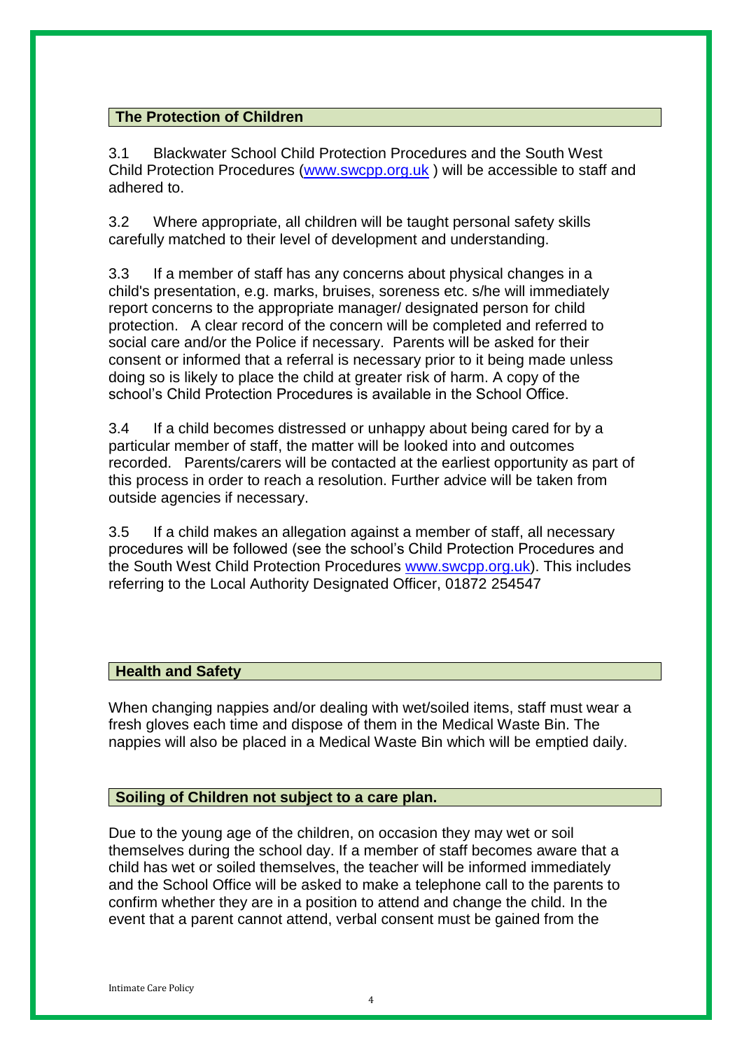## The Protection of Children

3.1 Blackwater School Child Protection Procedures and the South West Child Protection Procedures (www.swcpp.org.uk ) will be accessible to staff and adhered to.

3.2 Where appropriate, all children will be taught personal safety skills carefully matched to their level of development and understanding.

3.3 If a member of staff has any concerns about physical changes in a child's presentation, e.g. marks, bruises, soreness etc. s/he will immediately report concerns to the appropriate manager/ designated person for child protection. A clear record of the concern will be completed and referred to social care and/or the Police if necessary. Parents will be asked for their consent or informed that a referral is necessary prior to it being made unless doing so is likely to place the child at greater risk of harm. A copy of the school's Child Protection Procedures is available in the School Office.

3.4 If a child becomes distressed or unhappy about being cared for by a particular member of staff, the matter will be looked into and outcomes recorded. Parents/carers will be contacted at the earliest opportunity as part of this process in order to reach a resolution. Further advice will be taken from outside agencies if necessary.

3.5 If a child makes an allegation against a member of staff, all necessary procedures will be followed (see the school's Child Protection Procedures and the South West Child Protection Procedures www.swcpp.org.uk). This includes referring to the Local Authority Designated Officer, 01872 254547

## Health and Safety

When changing nappies and/or dealing with wet/soiled items, staff must wear a fresh gloves each time and dispose of them in the Medical Waste Bin. The nappies will also be placed in a Medical Waste Bin which will be emptied daily.

## Soiling of Children not subject to a care plan.

Due to the young age of the children, on occasion they may wet or soil themselves during the school day. If a member of staff becomes aware that a child has wet or soiled themselves, the teacher will be informed immediately and the School Office will be asked to make a telephone call to the parents to confirm whether they are in a position to attend and change the child. In the event that a parent cannot attend, verbal consent must be gained from the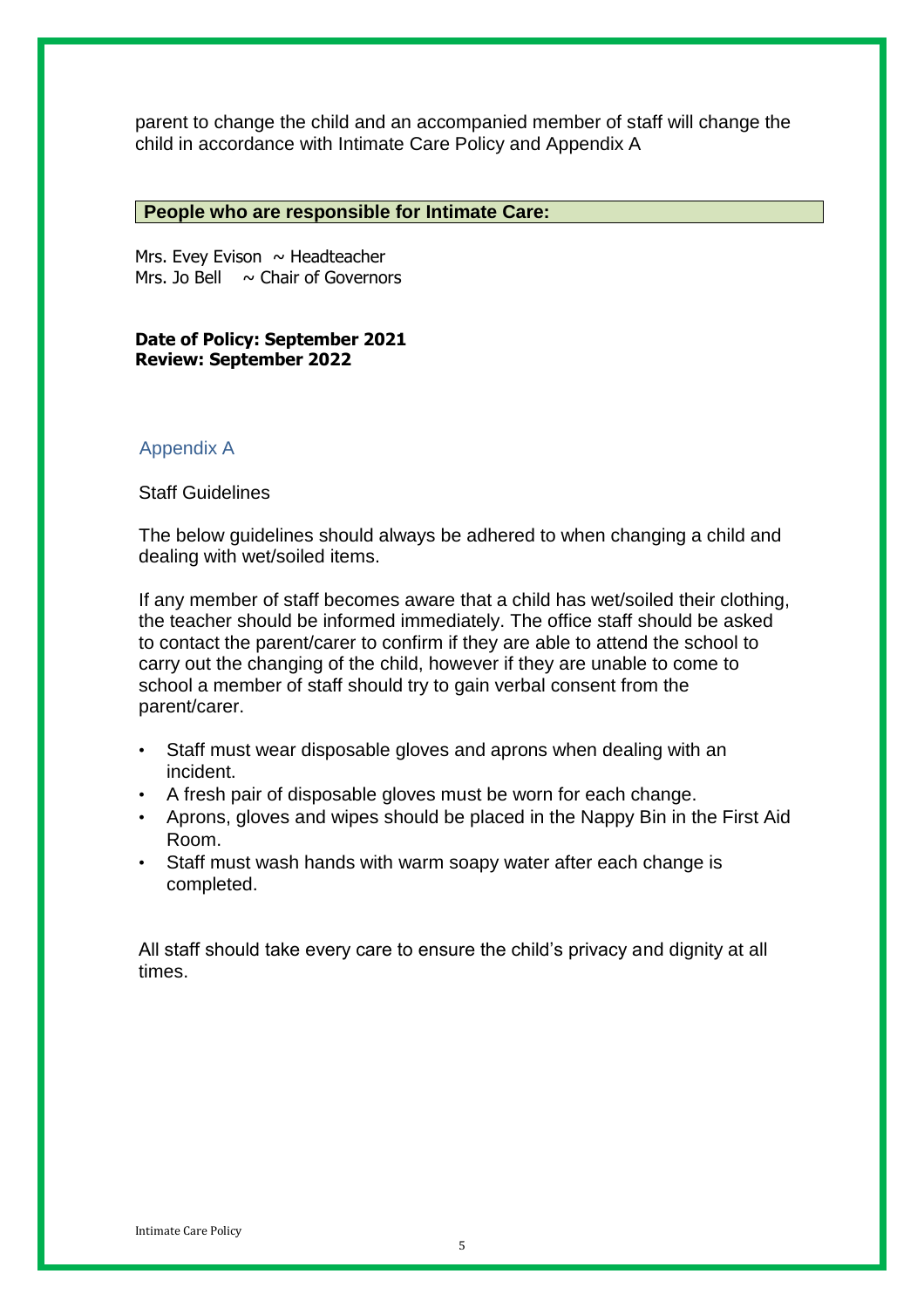parent to change the child and an accompanied member of staff will change the child in accordance with Intimate Care Policy and Appendix A

## People who are responsible for Intimate Care:

Mrs. Evey Evison ~ Headteacher
Mrs. Jo Bell ~ Chair of Governors

**Date of Policy: September 2021**
**Review: September 2022**

## Appendix A

Staff Guidelines

The below guidelines should always be adhered to when changing a child and dealing with wet/soiled items.

If any member of staff becomes aware that a child has wet/soiled their clothing, the teacher should be informed immediately. The office staff should be asked to contact the parent/carer to confirm if they are able to attend the school to carry out the changing of the child, however if they are unable to come to school a member of staff should try to gain verbal consent from the parent/carer.

- Staff must wear disposable gloves and aprons when dealing with an incident.
- A fresh pair of disposable gloves must be worn for each change.
- Aprons, gloves and wipes should be placed in the Nappy Bin in the First Aid Room.
- Staff must wash hands with warm soapy water after each change is completed.

All staff should take every care to ensure the child's privacy and dignity at all times.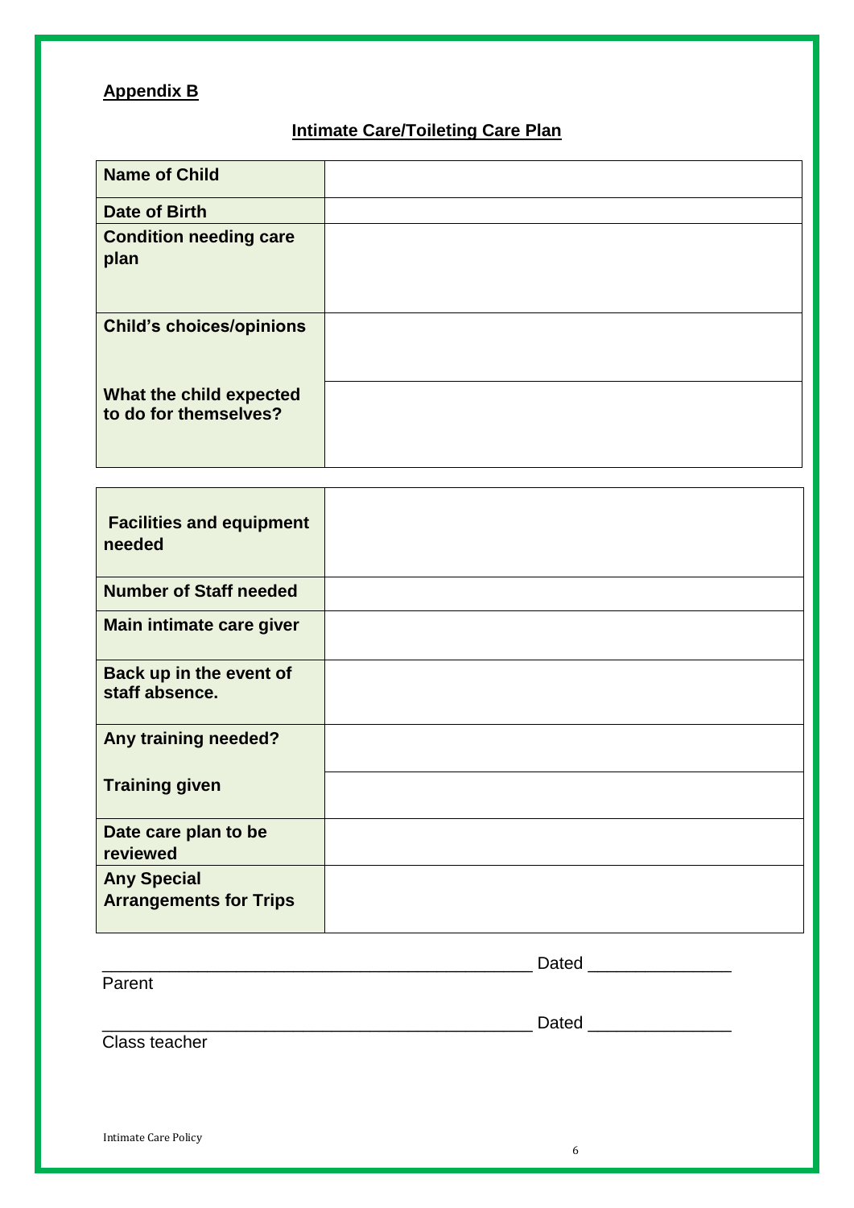**Appendix B**

## Intimate Care/Toileting Care Plan

| | |
|---|---|
| **Name of Child** | |
| **Date of Birth** | |
| **Condition needing care plan** | |
| **Child's choices/opinions** | |
| **What the child expected to do for themselves?** | |

| | |
|---|---|
| **Facilities and equipment needed** | |
| **Number of Staff needed** | |
| **Main intimate care giver** | |
| **Back up in the event of staff absence.** | |
| **Any training needed?** | |
| **Training given** | |
| **Date care plan to be reviewed** | |
| **Any Special Arrangements for Trips** | |

_____________________________________________ Dated _______________

Parent

_____________________________________________ Dated _______________

Class teacher